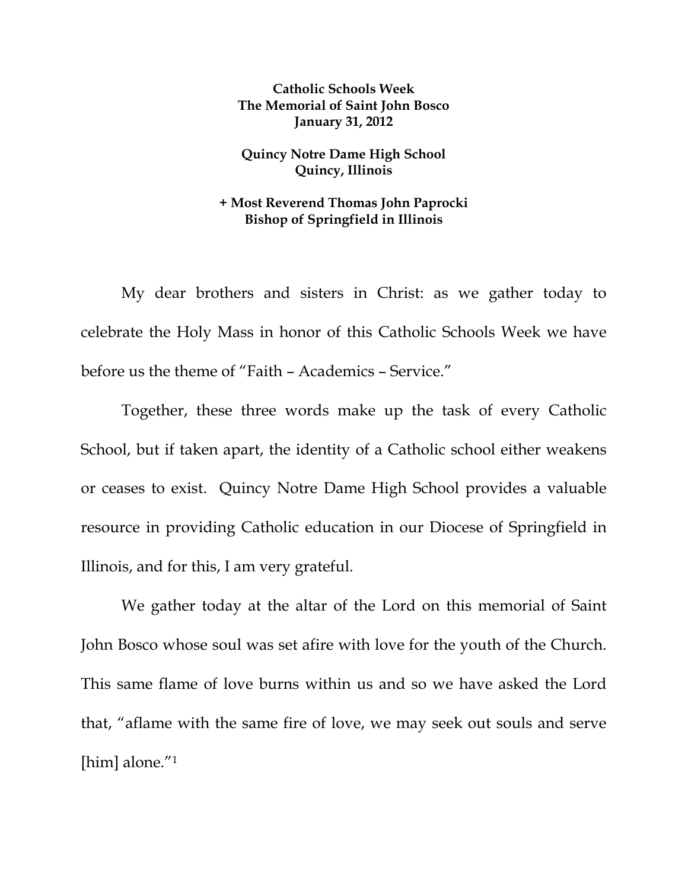**Catholic Schools Week**
**The Memorial of Saint John Bosco**
**January 31, 2012**

**Quincy Notre Dame High School**
**Quincy, Illinois**

**+ Most Reverend Thomas John Paprocki**
**Bishop of Springfield in Illinois**

My dear brothers and sisters in Christ: as we gather today to celebrate the Holy Mass in honor of this Catholic Schools Week we have before us the theme of "Faith – Academics – Service."

Together, these three words make up the task of every Catholic School, but if taken apart, the identity of a Catholic school either weakens or ceases to exist. Quincy Notre Dame High School provides a valuable resource in providing Catholic education in our Diocese of Springfield in Illinois, and for this, I am very grateful.

We gather today at the altar of the Lord on this memorial of Saint John Bosco whose soul was set afire with love for the youth of the Church. This same flame of love burns within us and so we have asked the Lord that, "aflame with the same fire of love, we may seek out souls and serve [him] alone."[1]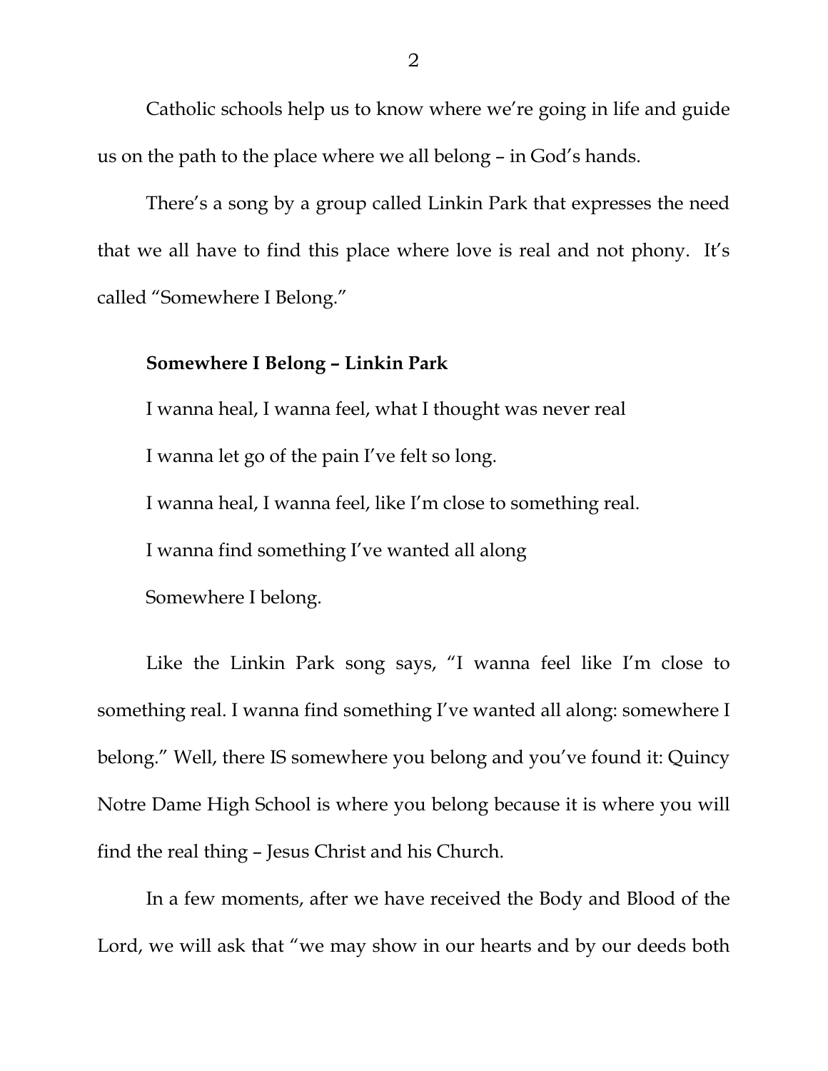Catholic schools help us to know where we're going in life and guide us on the path to the place where we all belong – in God's hands.

There's a song by a group called Linkin Park that expresses the need that we all have to find this place where love is real and not phony. It's called "Somewhere I Belong."

**Somewhere I Belong – Linkin Park**

I wanna heal, I wanna feel, what I thought was never real

I wanna let go of the pain I've felt so long.

I wanna heal, I wanna feel, like I'm close to something real.

I wanna find something I've wanted all along

Somewhere I belong.

Like the Linkin Park song says, "I wanna feel like I'm close to something real. I wanna find something I've wanted all along: somewhere I belong." Well, there IS somewhere you belong and you've found it: Quincy Notre Dame High School is where you belong because it is where you will find the real thing – Jesus Christ and his Church.

In a few moments, after we have received the Body and Blood of the Lord, we will ask that "we may show in our hearts and by our deeds both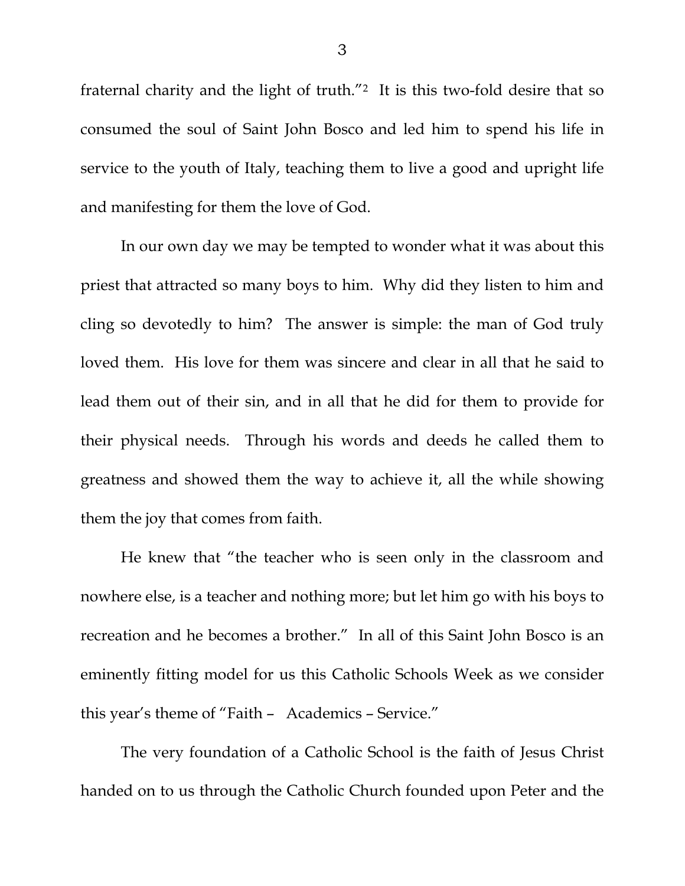fraternal charity and the light of truth."[2] It is this two-fold desire that so consumed the soul of Saint John Bosco and led him to spend his life in service to the youth of Italy, teaching them to live a good and upright life and manifesting for them the love of God.

In our own day we may be tempted to wonder what it was about this priest that attracted so many boys to him. Why did they listen to him and cling so devotedly to him? The answer is simple: the man of God truly loved them. His love for them was sincere and clear in all that he said to lead them out of their sin, and in all that he did for them to provide for their physical needs. Through his words and deeds he called them to greatness and showed them the way to achieve it, all the while showing them the joy that comes from faith.

He knew that "the teacher who is seen only in the classroom and nowhere else, is a teacher and nothing more; but let him go with his boys to recreation and he becomes a brother." In all of this Saint John Bosco is an eminently fitting model for us this Catholic Schools Week as we consider this year's theme of "Faith – Academics – Service."

The very foundation of a Catholic School is the faith of Jesus Christ handed on to us through the Catholic Church founded upon Peter and the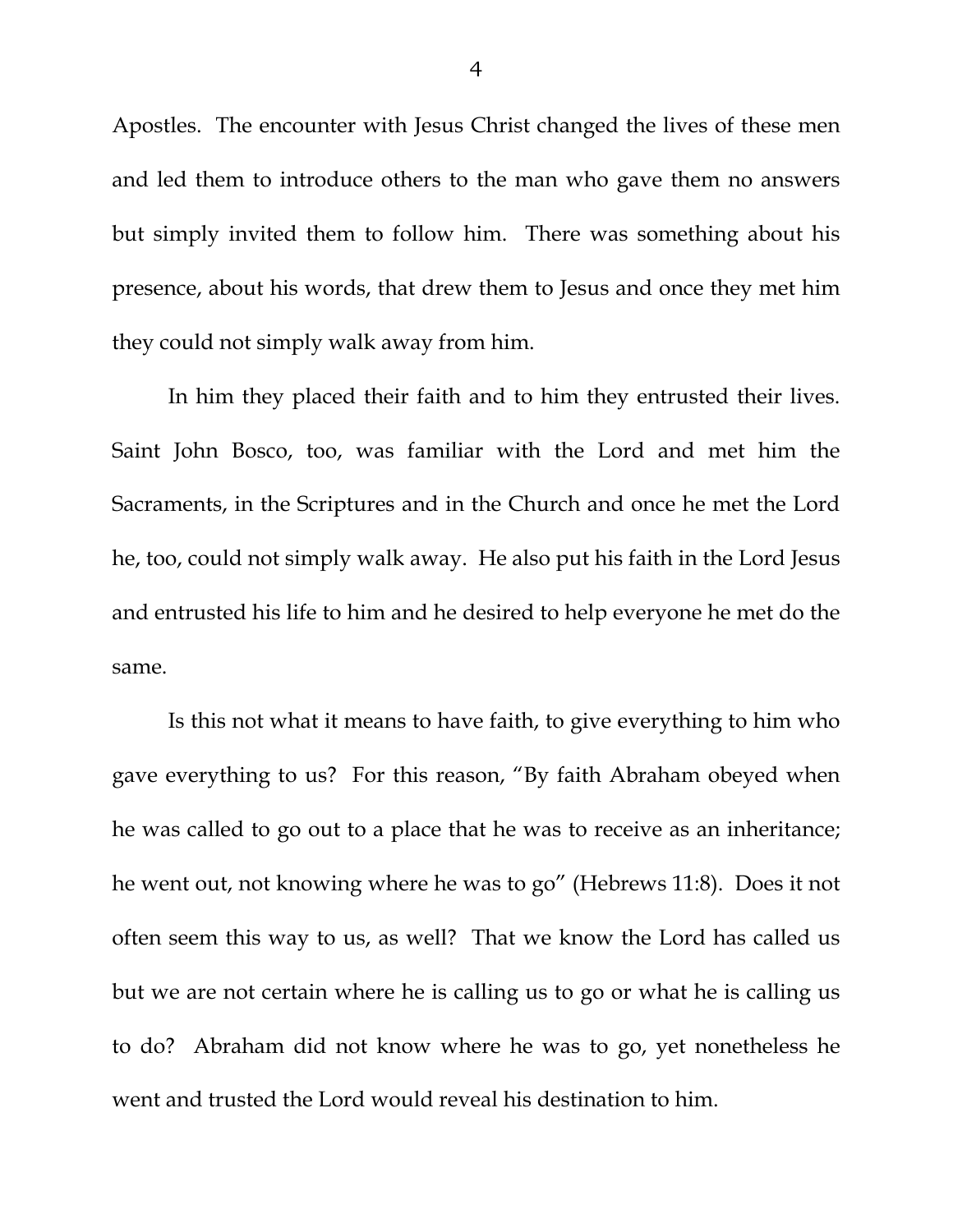Apostles. The encounter with Jesus Christ changed the lives of these men and led them to introduce others to the man who gave them no answers but simply invited them to follow him. There was something about his presence, about his words, that drew them to Jesus and once they met him they could not simply walk away from him.

In him they placed their faith and to him they entrusted their lives. Saint John Bosco, too, was familiar with the Lord and met him the Sacraments, in the Scriptures and in the Church and once he met the Lord he, too, could not simply walk away. He also put his faith in the Lord Jesus and entrusted his life to him and he desired to help everyone he met do the same.

Is this not what it means to have faith, to give everything to him who gave everything to us? For this reason, "By faith Abraham obeyed when he was called to go out to a place that he was to receive as an inheritance; he went out, not knowing where he was to go" (Hebrews 11:8). Does it not often seem this way to us, as well? That we know the Lord has called us but we are not certain where he is calling us to go or what he is calling us to do? Abraham did not know where he was to go, yet nonetheless he went and trusted the Lord would reveal his destination to him.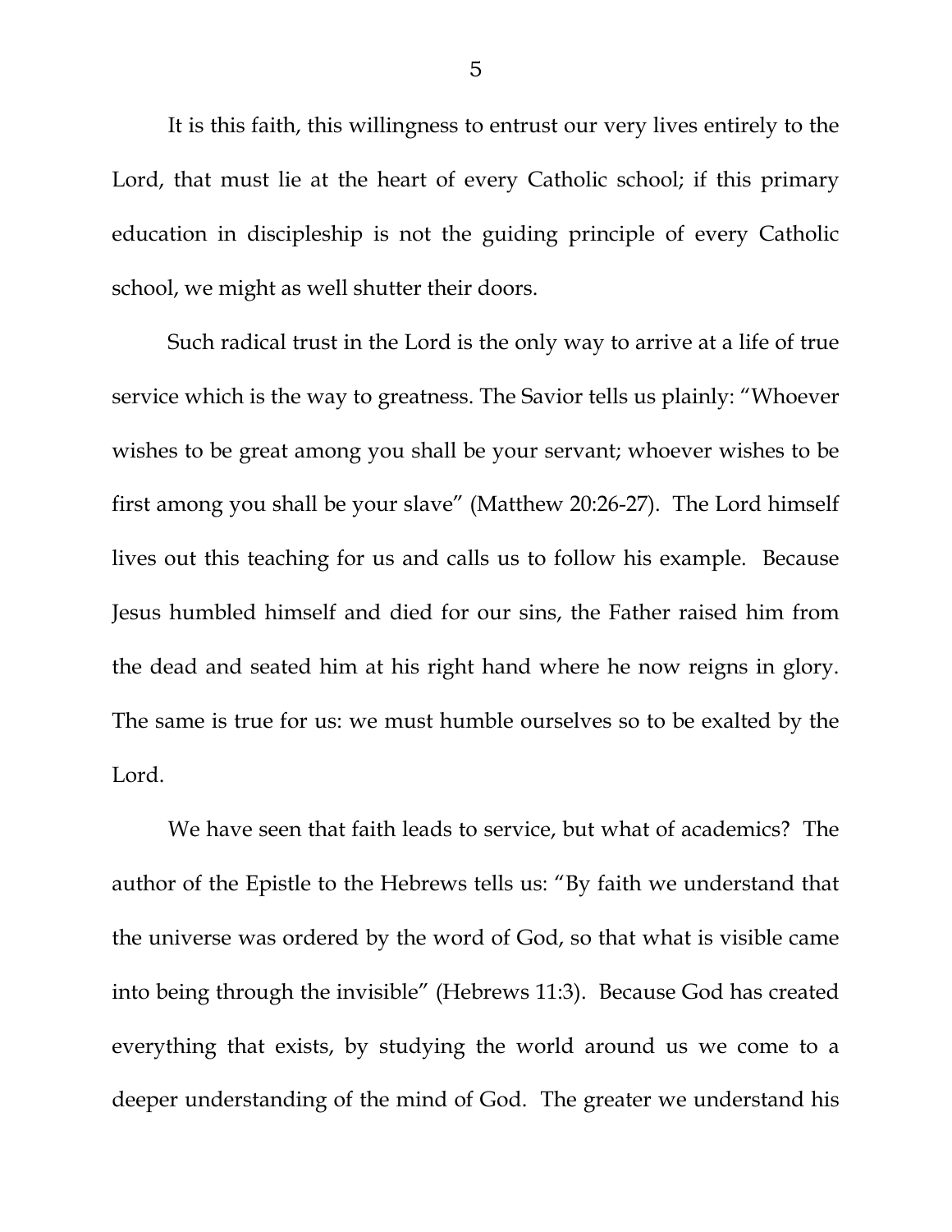It is this faith, this willingness to entrust our very lives entirely to the Lord, that must lie at the heart of every Catholic school; if this primary education in discipleship is not the guiding principle of every Catholic school, we might as well shutter their doors.

Such radical trust in the Lord is the only way to arrive at a life of true service which is the way to greatness. The Savior tells us plainly: "Whoever wishes to be great among you shall be your servant; whoever wishes to be first among you shall be your slave" (Matthew 20:26-27). The Lord himself lives out this teaching for us and calls us to follow his example. Because Jesus humbled himself and died for our sins, the Father raised him from the dead and seated him at his right hand where he now reigns in glory. The same is true for us: we must humble ourselves so to be exalted by the Lord.

We have seen that faith leads to service, but what of academics? The author of the Epistle to the Hebrews tells us: "By faith we understand that the universe was ordered by the word of God, so that what is visible came into being through the invisible" (Hebrews 11:3). Because God has created everything that exists, by studying the world around us we come to a deeper understanding of the mind of God. The greater we understand his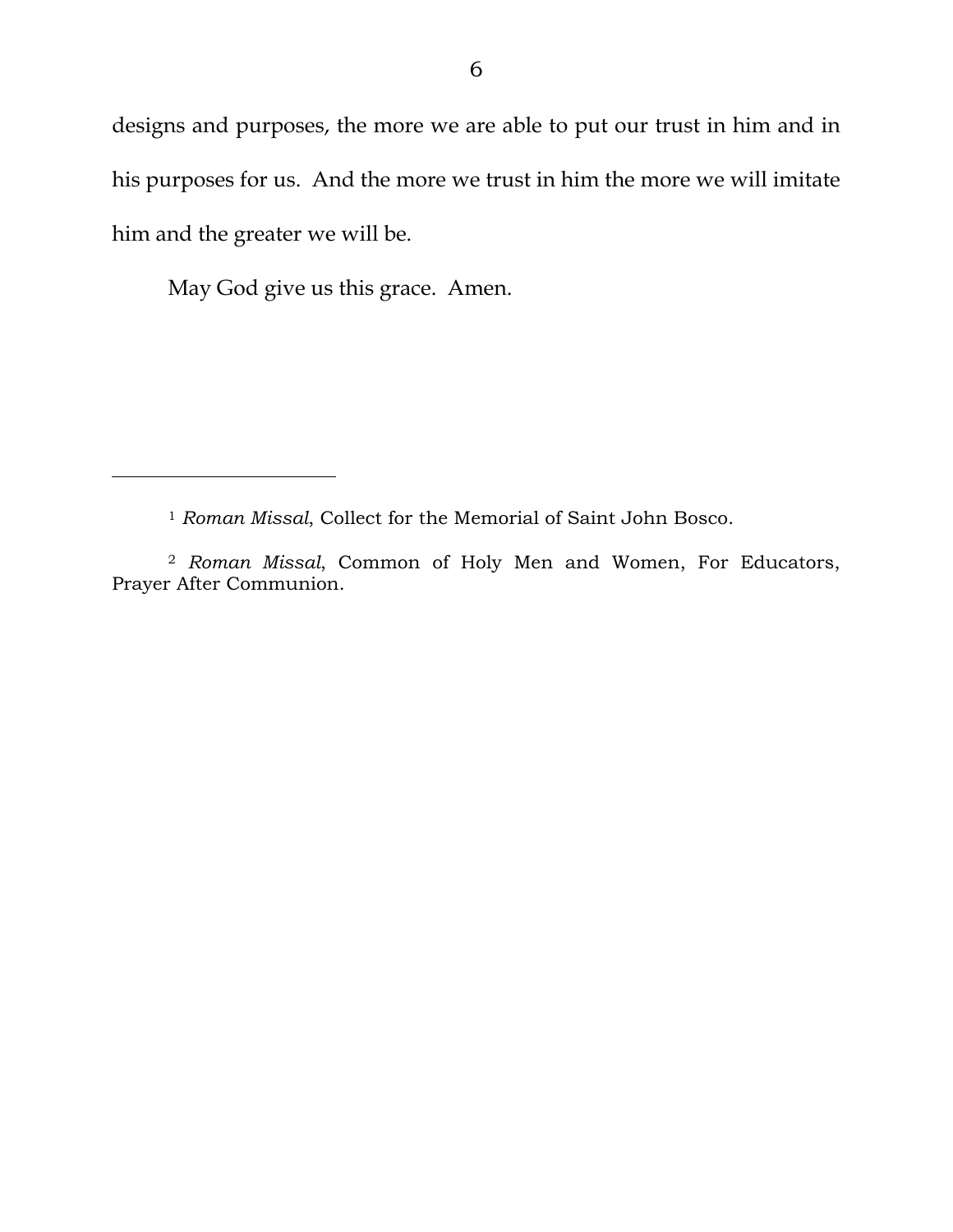designs and purposes, the more we are able to put our trust in him and in his purposes for us. And the more we trust in him the more we will imitate him and the greater we will be.

May God give us this grace. Amen.

---

[1] *Roman Missal*, Collect for the Memorial of Saint John Bosco.

[2] *Roman Missal*, Common of Holy Men and Women, For Educators, Prayer After Communion.